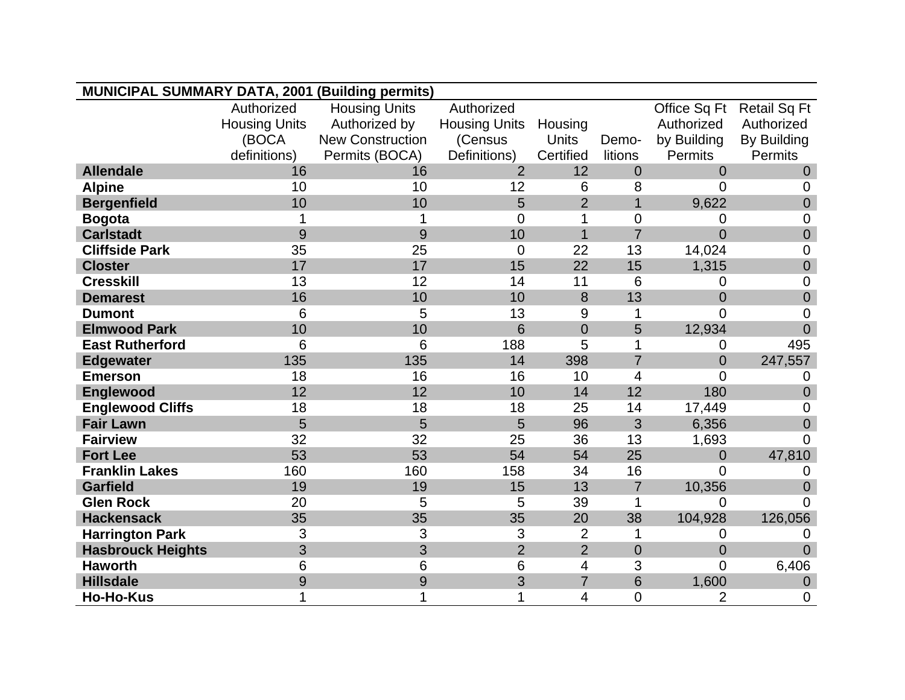**MUNICIPAL SUMMARY DATA, 2001 (Building permits)**

| | Authorized Housing Units (BOCA definitions) | Housing Units Authorized by New Construction Permits (BOCA) | Authorized Housing Units (Census Definitions) | Housing Units Certified | Demo-litions | Office Sq Ft Authorized by Building Permits | Retail Sq Ft Authorized By Building Permits |
|---|---|---|---|---|---|---|---|
| **Allendale** | 16 | 16 | 2 | 12 | 0 | 0 | 0 |
| **Alpine** | 10 | 10 | 12 | 6 | 8 | 0 | 0 |
| **Bergenfield** | 10 | 10 | 5 | 2 | 1 | 9,622 | 0 |
| **Bogota** | 1 | 1 | 0 | 1 | 0 | 0 | 0 |
| **Carlstadt** | 9 | 9 | 10 | 1 | 7 | 0 | 0 |
| **Cliffside Park** | 35 | 25 | 0 | 22 | 13 | 14,024 | 0 |
| **Closter** | 17 | 17 | 15 | 22 | 15 | 1,315 | 0 |
| **Cresskill** | 13 | 12 | 14 | 11 | 6 | 0 | 0 |
| **Demarest** | 16 | 10 | 10 | 8 | 13 | 0 | 0 |
| **Dumont** | 6 | 5 | 13 | 9 | 1 | 0 | 0 |
| **Elmwood Park** | 10 | 10 | 6 | 0 | 5 | 12,934 | 0 |
| **East Rutherford** | 6 | 6 | 188 | 5 | 1 | 0 | 495 |
| **Edgewater** | 135 | 135 | 14 | 398 | 7 | 0 | 247,557 |
| **Emerson** | 18 | 16 | 16 | 10 | 4 | 0 | 0 |
| **Englewood** | 12 | 12 | 10 | 14 | 12 | 180 | 0 |
| **Englewood Cliffs** | 18 | 18 | 18 | 25 | 14 | 17,449 | 0 |
| **Fair Lawn** | 5 | 5 | 5 | 96 | 3 | 6,356 | 0 |
| **Fairview** | 32 | 32 | 25 | 36 | 13 | 1,693 | 0 |
| **Fort Lee** | 53 | 53 | 54 | 54 | 25 | 0 | 47,810 |
| **Franklin Lakes** | 160 | 160 | 158 | 34 | 16 | 0 | 0 |
| **Garfield** | 19 | 19 | 15 | 13 | 7 | 10,356 | 0 |
| **Glen Rock** | 20 | 5 | 5 | 39 | 1 | 0 | 0 |
| **Hackensack** | 35 | 35 | 35 | 20 | 38 | 104,928 | 126,056 |
| **Harrington Park** | 3 | 3 | 3 | 2 | 1 | 0 | 0 |
| **Hasbrouck Heights** | 3 | 3 | 2 | 2 | 0 | 0 | 0 |
| **Haworth** | 6 | 6 | 6 | 4 | 3 | 0 | 6,406 |
| **Hillsdale** | 9 | 9 | 3 | 7 | 6 | 1,600 | 0 |
| **Ho-Ho-Kus** | 1 | 1 | 1 | 4 | 0 | 2 | 0 |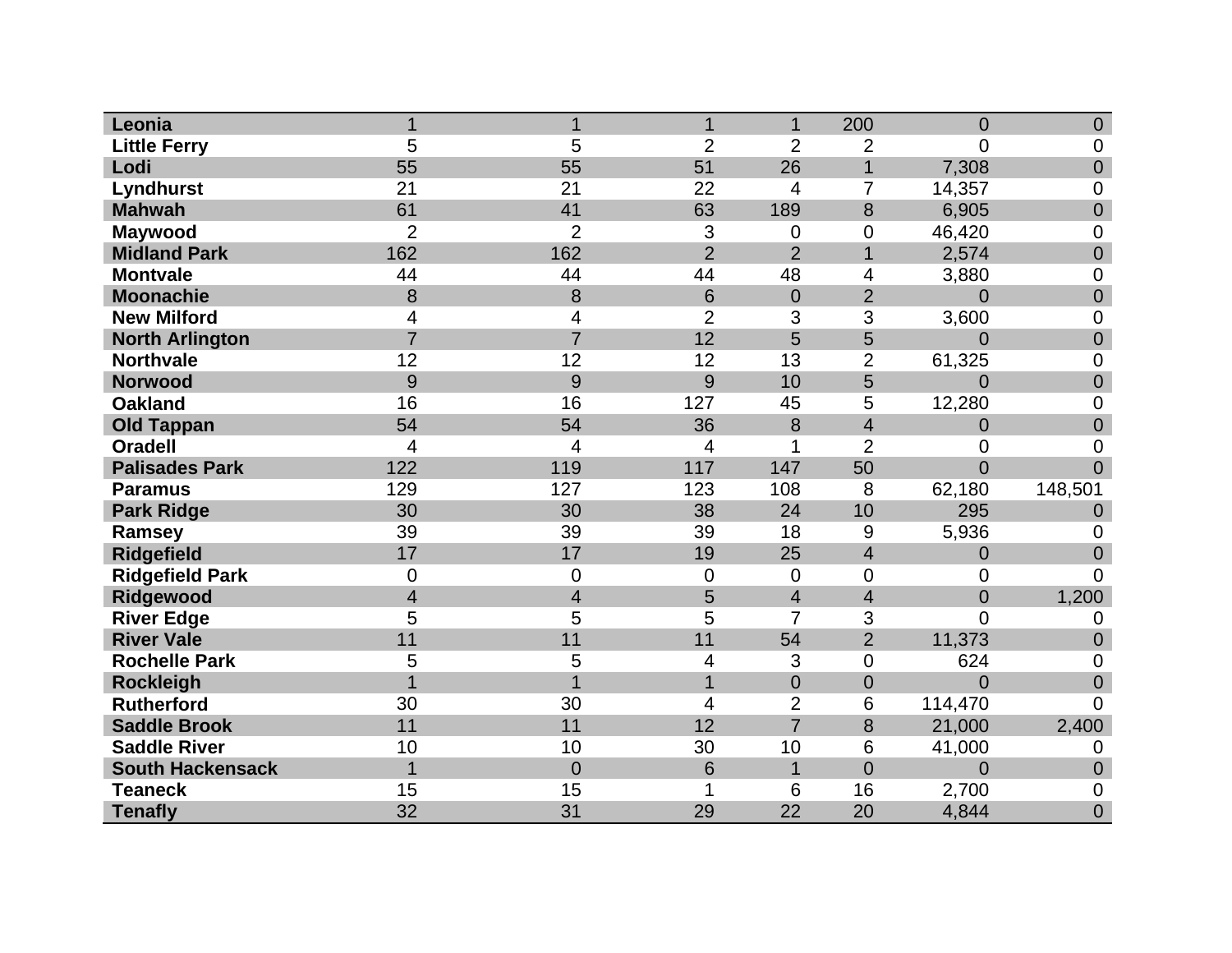| | | | | | | | |
|---|---|---|---|---|---|---|---|
| **Leonia** | 1 | 1 | 1 | 1 | 200 | 0 | 0 |
| **Little Ferry** | 5 | 5 | 2 | 2 | 2 | 0 | 0 |
| **Lodi** | 55 | 55 | 51 | 26 | 1 | 7,308 | 0 |
| **Lyndhurst** | 21 | 21 | 22 | 4 | 7 | 14,357 | 0 |
| **Mahwah** | 61 | 41 | 63 | 189 | 8 | 6,905 | 0 |
| **Maywood** | 2 | 2 | 3 | 0 | 0 | 46,420 | 0 |
| **Midland Park** | 162 | 162 | 2 | 2 | 1 | 2,574 | 0 |
| **Montvale** | 44 | 44 | 44 | 48 | 4 | 3,880 | 0 |
| **Moonachie** | 8 | 8 | 6 | 0 | 2 | 0 | 0 |
| **New Milford** | 4 | 4 | 2 | 3 | 3 | 3,600 | 0 |
| **North Arlington** | 7 | 7 | 12 | 5 | 5 | 0 | 0 |
| **Northvale** | 12 | 12 | 12 | 13 | 2 | 61,325 | 0 |
| **Norwood** | 9 | 9 | 9 | 10 | 5 | 0 | 0 |
| **Oakland** | 16 | 16 | 127 | 45 | 5 | 12,280 | 0 |
| **Old Tappan** | 54 | 54 | 36 | 8 | 4 | 0 | 0 |
| **Oradell** | 4 | 4 | 4 | 1 | 2 | 0 | 0 |
| **Palisades Park** | 122 | 119 | 117 | 147 | 50 | 0 | 0 |
| **Paramus** | 129 | 127 | 123 | 108 | 8 | 62,180 | 148,501 |
| **Park Ridge** | 30 | 30 | 38 | 24 | 10 | 295 | 0 |
| **Ramsey** | 39 | 39 | 39 | 18 | 9 | 5,936 | 0 |
| **Ridgefield** | 17 | 17 | 19 | 25 | 4 | 0 | 0 |
| **Ridgefield Park** | 0 | 0 | 0 | 0 | 0 | 0 | 0 |
| **Ridgewood** | 4 | 4 | 5 | 4 | 4 | 0 | 1,200 |
| **River Edge** | 5 | 5 | 5 | 7 | 3 | 0 | 0 |
| **River Vale** | 11 | 11 | 11 | 54 | 2 | 11,373 | 0 |
| **Rochelle Park** | 5 | 5 | 4 | 3 | 0 | 624 | 0 |
| **Rockleigh** | 1 | 1 | 1 | 0 | 0 | 0 | 0 |
| **Rutherford** | 30 | 30 | 4 | 2 | 6 | 114,470 | 0 |
| **Saddle Brook** | 11 | 11 | 12 | 7 | 8 | 21,000 | 2,400 |
| **Saddle River** | 10 | 10 | 30 | 10 | 6 | 41,000 | 0 |
| **South Hackensack** | 1 | 0 | 6 | 1 | 0 | 0 | 0 |
| **Teaneck** | 15 | 15 | 1 | 6 | 16 | 2,700 | 0 |
| **Tenafly** | 32 | 31 | 29 | 22 | 20 | 4,844 | 0 |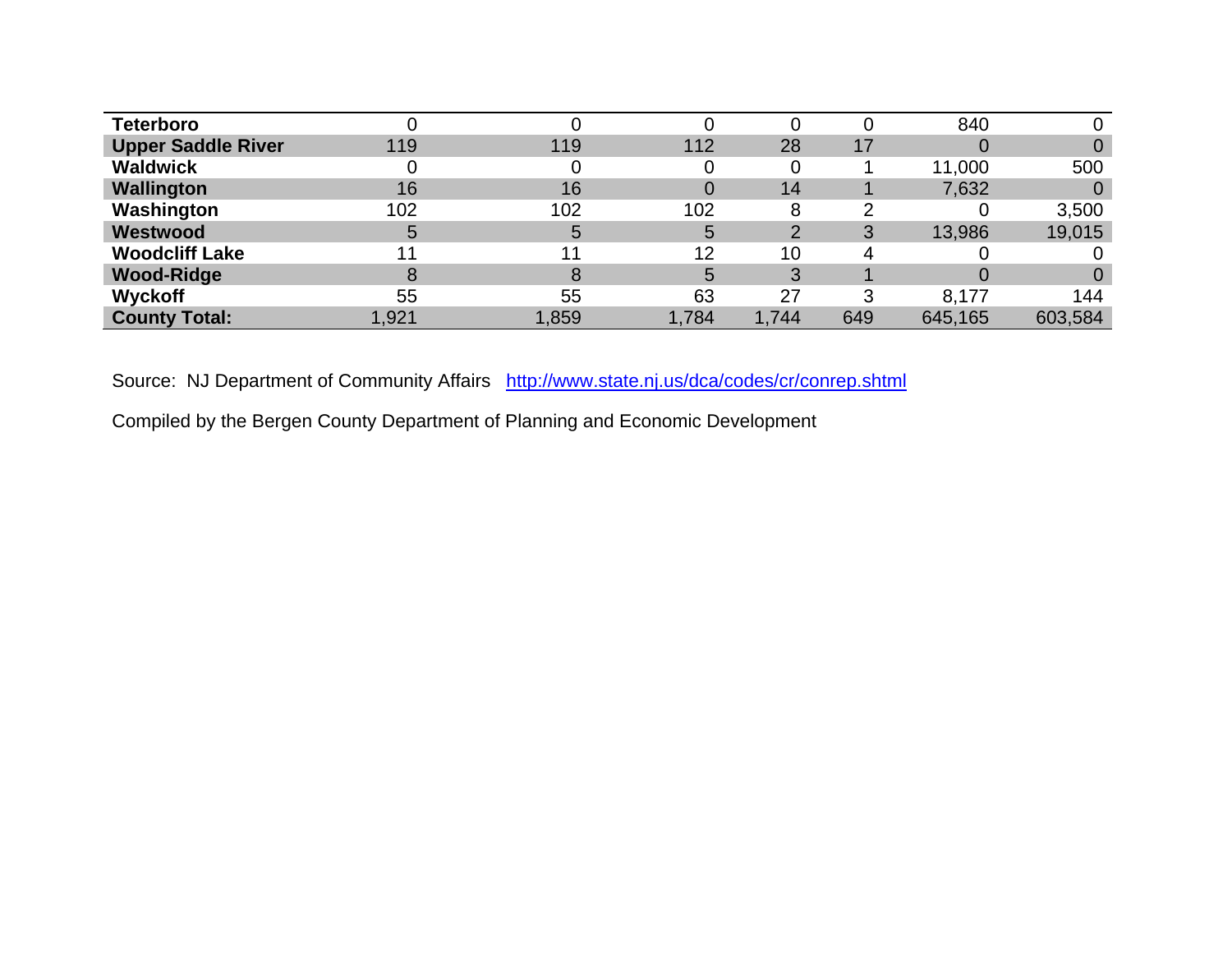| | | | | | | | |
|---|---|---|---|---|---|---|---|
| **Teterboro** | 0 | 0 | 0 | 0 | 0 | 840 | 0 |
| **Upper Saddle River** | 119 | 119 | 112 | 28 | 17 | 0 | 0 |
| **Waldwick** | 0 | 0 | 0 | 0 | 1 | 11,000 | 500 |
| **Wallington** | 16 | 16 | 0 | 14 | 1 | 7,632 | 0 |
| **Washington** | 102 | 102 | 102 | 8 | 2 | 0 | 3,500 |
| **Westwood** | 5 | 5 | 5 | 2 | 3 | 13,986 | 19,015 |
| **Woodcliff Lake** | 11 | 11 | 12 | 10 | 4 | 0 | 0 |
| **Wood-Ridge** | 8 | 8 | 5 | 3 | 1 | 0 | 0 |
| **Wyckoff** | 55 | 55 | 63 | 27 | 3 | 8,177 | 144 |
| **County Total:** | 1,921 | 1,859 | 1,784 | 1,744 | 649 | 645,165 | 603,584 |

Source: NJ Department of Community Affairs http://www.state.nj.us/dca/codes/cr/conrep.shtml

Compiled by the Bergen County Department of Planning and Economic Development